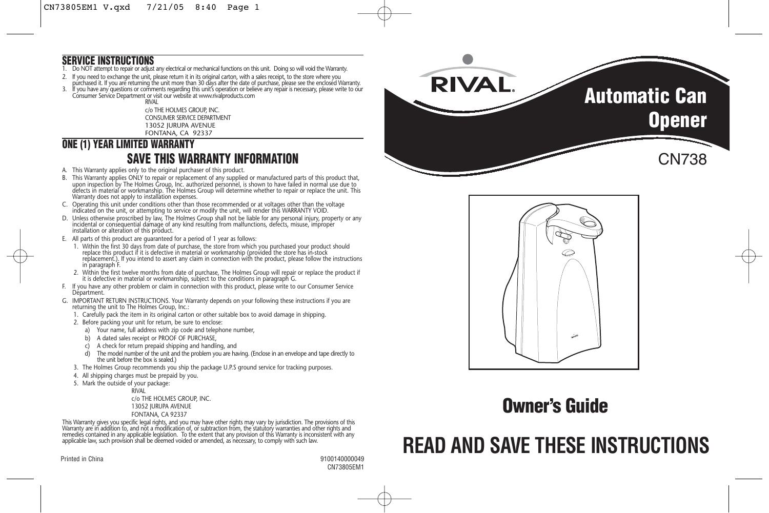## SERVICE INSTRUCTIONS

1. Do NOT attempt to repair or adjust any electrical or mechanical functions on this unit. Doing so will void the Warranty.
2. If you need to exchange the unit, please return it in its original carton, with a sales receipt, to the store where you purchased it. If you are returning the unit more than 30 days after the date of purchase, please see the enclosed Warranty.
3. If you have any questions or comments regarding this unit's operation or believe any repair is necessary, please write to our Consumer Service Department or visit our website at www.rivalproducts.com

RIVAL
c/o THE HOLMES GROUP, INC.
CONSUMER SERVICE DEPARTMENT
13052 JURUPA AVENUE
FONTANA, CA 92337

## ONE (1) YEAR LIMITED WARRANTY

## SAVE THIS WARRANTY INFORMATION

A. This Warranty applies only to the original purchaser of this product.

B. This Warranty applies ONLY to repair or replacement of any supplied or manufactured parts of this product that, upon inspection by The Holmes Group, Inc. authorized personnel, is shown to have failed in normal use due to defects in material or workmanship. The Holmes Group will determine whether to repair or replace the unit. This Warranty does not apply to installation expenses.

C. Operating this unit under conditions other than those recommended or at voltages other than the voltage indicated on the unit, or attempting to service or modify the unit, will render this WARRANTY VOID.

D. Unless otherwise proscribed by law, The Holmes Group shall not be liable for any personal injury, property or any incidental or consequential damage of any kind resulting from malfunctions, defects, misuse, improper installation or alteration of this product.

E. All parts of this product are guaranteed for a period of 1 year as follows:
   1. Within the first 30 days from date of purchase, the store from which you purchased your product should replace this product if it is defective in material or workmanship (provided the store has in-stock replacement.). If you intend to assert any claim in connection with the product, please follow the instructions in paragraph F.
   2. Within the first twelve months from date of purchase, The Holmes Group will repair or replace the product if it is defective in material or workmanship, subject to the conditions in paragraph G.

F. If you have any other problem or claim in connection with this product, please write to our Consumer Service Department.

G. IMPORTANT RETURN INSTRUCTIONS. Your Warranty depends on your following these instructions if you are returning the unit to The Holmes Group, Inc.:
   1. Carefully pack the item in its original carton or other suitable box to avoid damage in shipping.
   2. Before packing your unit for return, be sure to enclose:
      a) Your name, full address with zip code and telephone number,
      b) A dated sales receipt or PROOF OF PURCHASE,
      c) A check for return prepaid shipping and handling, and
      d) The model number of the unit and the problem you are having. (Enclose in an envelope and tape directly to the unit before the box is sealed.)
   3. The Holmes Group recommends you ship the package U.P.S ground service for tracking purposes.
   4. All shipping charges must be prepaid by you.
   5. Mark the outside of your package:

      RIVAL
      c/o THE HOLMES GROUP, INC.
      13052 JURUPA AVENUE
      FONTANA, CA 92337

This Warranty gives you specific legal rights, and you may have other rights may vary by jurisdiction. The provisions of this Warranty are in addition to, and not a modification of, or subtraction from, the statutory warranties and other rights and remedies contained in any applicable legislation. To the extent that any provision of this Warranty is inconsistent with any applicable law, such provision shall be deemed voided or amended, as necessary, to comply with such law.

Printed in China

9100140000049
CN73805EM1

RIVAL

# Automatic Can Opener

CN738

# Owner's Guide

# READ AND SAVE THESE INSTRUCTIONS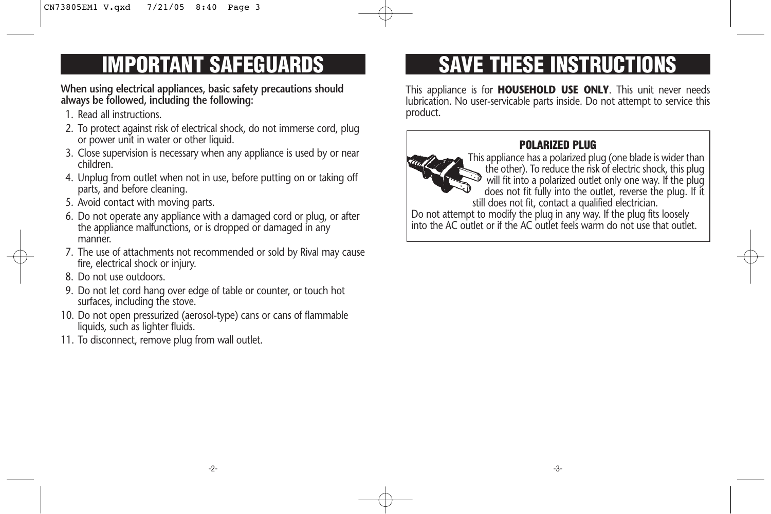# IMPORTANT SAFEGUARDS

**When using electrical appliances, basic safety precautions should always be followed, including the following:**

1. Read all instructions.
2. To protect against risk of electrical shock, do not immerse cord, plug or power unit in water or other liquid.
3. Close supervision is necessary when any appliance is used by or near children.
4. Unplug from outlet when not in use, before putting on or taking off parts, and before cleaning.
5. Avoid contact with moving parts.
6. Do not operate any appliance with a damaged cord or plug, or after the appliance malfunctions, or is dropped or damaged in any manner.
7. The use of attachments not recommended or sold by Rival may cause fire, electrical shock or injury.
8. Do not use outdoors.
9. Do not let cord hang over edge of table or counter, or touch hot surfaces, including the stove.
10. Do not open pressurized (aerosol-type) cans or cans of flammable liquids, such as lighter fluids.
11. To disconnect, remove plug from wall outlet.

# SAVE THESE INSTRUCTIONS

This appliance is for **HOUSEHOLD USE ONLY**. This unit never needs lubrication. No user-servicable parts inside. Do not attempt to service this product.

**POLARIZED PLUG**

This appliance has a polarized plug (one blade is wider than the other). To reduce the risk of electric shock, this plug will fit into a polarized outlet only one way. If the plug does not fit fully into the outlet, reverse the plug. If it still does not fit, contact a qualified electrician.

Do not attempt to modify the plug in any way. If the plug fits loosely into the AC outlet or if the AC outlet feels warm do not use that outlet.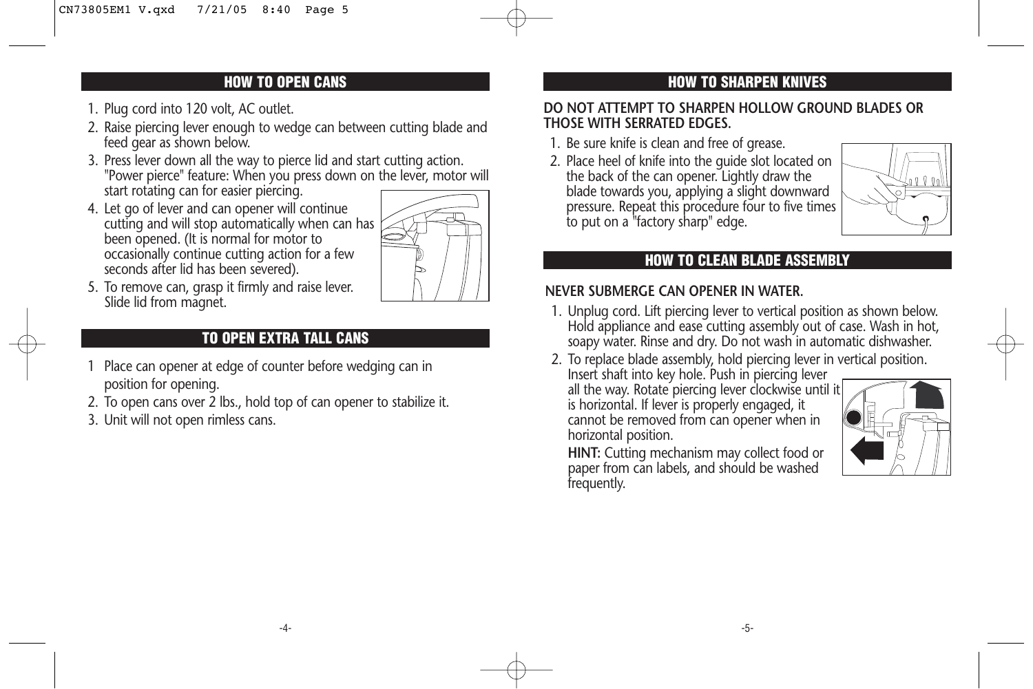## HOW TO OPEN CANS

1. Plug cord into 120 volt, AC outlet.
2. Raise piercing lever enough to wedge can between cutting blade and feed gear as shown below.
3. Press lever down all the way to pierce lid and start cutting action. "Power pierce" feature: When you press down on the lever, motor will start rotating can for easier piercing.
4. Let go of lever and can opener will continue cutting and will stop automatically when can has been opened. (It is normal for motor to occasionally continue cutting action for a few seconds after lid has been severed).
5. To remove can, grasp it firmly and raise lever. Slide lid from magnet.

## TO OPEN EXTRA TALL CANS

1. Place can opener at edge of counter before wedging can in position for opening.
2. To open cans over 2 lbs., hold top of can opener to stabilize it.
3. Unit will not open rimless cans.

## HOW TO SHARPEN KNIVES

**DO NOT ATTEMPT TO SHARPEN HOLLOW GROUND BLADES OR THOSE WITH SERRATED EDGES.**

1. Be sure knife is clean and free of grease.
2. Place heel of knife into the guide slot located on the back of the can opener. Lightly draw the blade towards you, applying a slight downward pressure. Repeat this procedure four to five times to put on a "factory sharp" edge.

## HOW TO CLEAN BLADE ASSEMBLY

**NEVER SUBMERGE CAN OPENER IN WATER.**

1. Unplug cord. Lift piercing lever to vertical position as shown below. Hold appliance and ease cutting assembly out of case. Wash in hot, soapy water. Rinse and dry. Do not wash in automatic dishwasher.
2. To replace blade assembly, hold piercing lever in vertical position. Insert shaft into key hole. Push in piercing lever all the way. Rotate piercing lever clockwise until it is horizontal. If lever is properly engaged, it cannot be removed from can opener when in horizontal position.

   **HINT:** Cutting mechanism may collect food or paper from can labels, and should be washed frequently.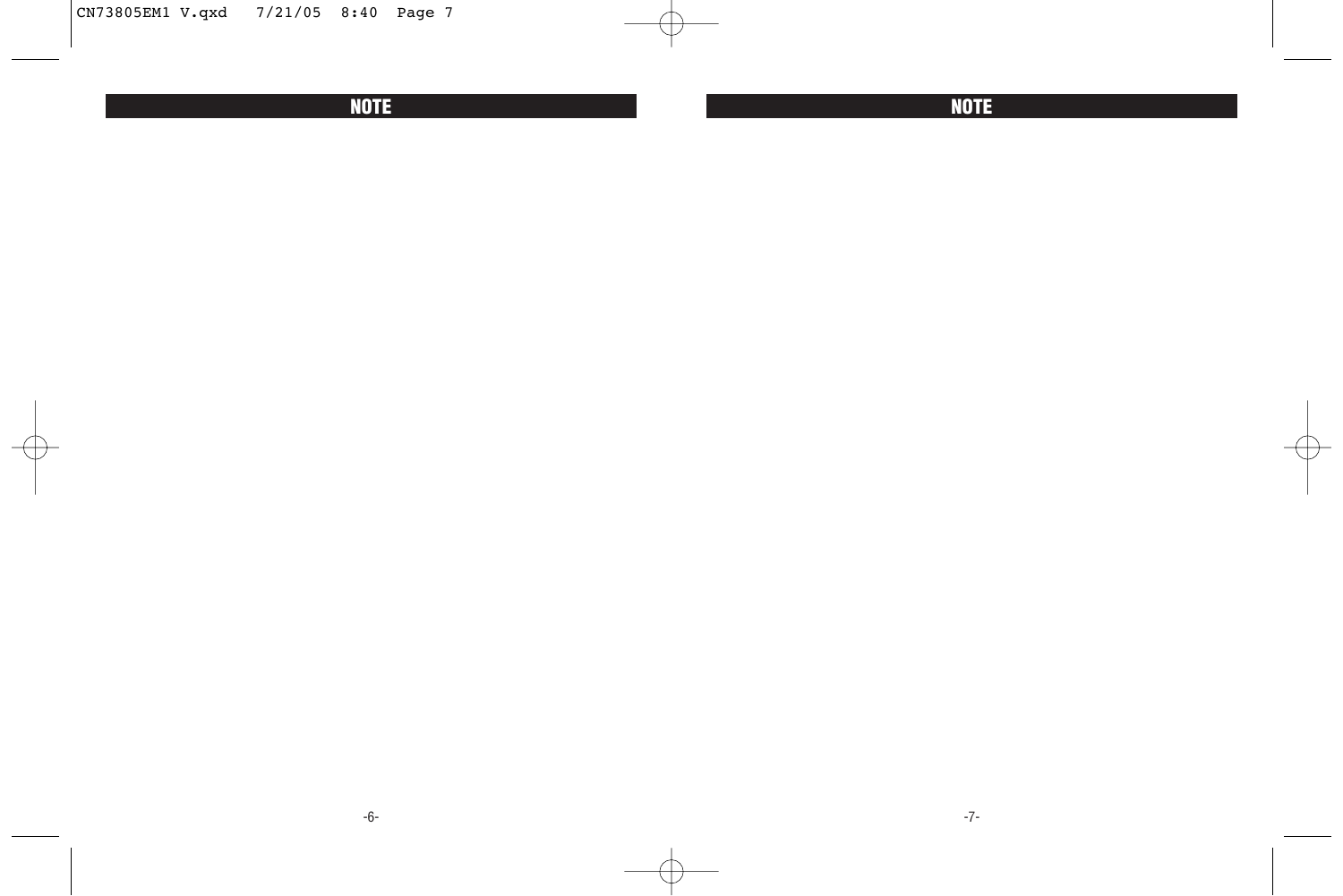## NOTE

## NOTE